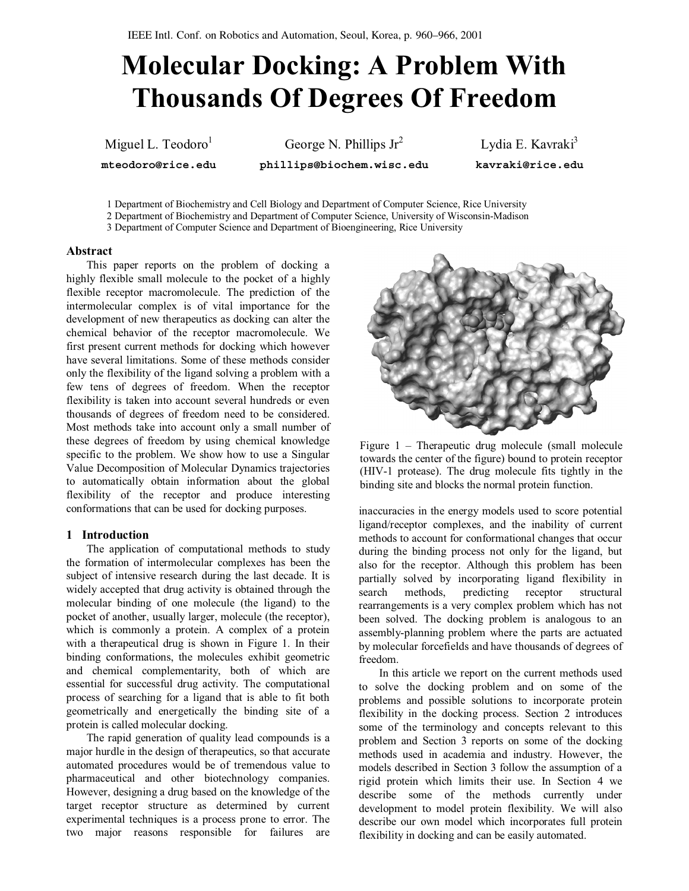IEEE Intl. Conf. on Robotics and Automation, Seoul, Korea, p. 960–966, 2001

# Molecular Docking: A Problem With Thousands Of Degrees Of Freedom

Miguel L. Teodoro[1] **mteodoro@rice.edu**

George N. Phillips Jr[2] **phillips@biochem.wisc.edu**

Lydia E. Kavraki[3] **kavraki@rice.edu**

1 Department of Biochemistry and Cell Biology and Department of Computer Science, Rice University
2 Department of Biochemistry and Department of Computer Science, University of Wisconsin-Madison
3 Department of Computer Science and Department of Bioengineering, Rice University

## Abstract

This paper reports on the problem of docking a highly flexible small molecule to the pocket of a highly flexible receptor macromolecule. The prediction of the intermolecular complex is of vital importance for the development of new therapeutics as docking can alter the chemical behavior of the receptor macromolecule. We first present current methods for docking which however have several limitations. Some of these methods consider only the flexibility of the ligand solving a problem with a few tens of degrees of freedom. When the receptor flexibility is taken into account several hundreds or even thousands of degrees of freedom need to be considered. Most methods take into account only a small number of these degrees of freedom by using chemical knowledge specific to the problem. We show how to use a Singular Value Decomposition of Molecular Dynamics trajectories to automatically obtain information about the global flexibility of the receptor and produce interesting conformations that can be used for docking purposes.

## 1 Introduction

The application of computational methods to study the formation of intermolecular complexes has been the subject of intensive research during the last decade. It is widely accepted that drug activity is obtained through the molecular binding of one molecule (the ligand) to the pocket of another, usually larger, molecule (the receptor), which is commonly a protein. A complex of a protein with a therapeutical drug is shown in Figure 1. In their binding conformations, the molecules exhibit geometric and chemical complementarity, both of which are essential for successful drug activity. The computational process of searching for a ligand that is able to fit both geometrically and energetically the binding site of a protein is called molecular docking.

The rapid generation of quality lead compounds is a major hurdle in the design of therapeutics, so that accurate automated procedures would be of tremendous value to pharmaceutical and other biotechnology companies. However, designing a drug based on the knowledge of the target receptor structure as determined by current experimental techniques is a process prone to error. The two major reasons responsible for failures are inaccuracies in the energy models used to score potential ligand/receptor complexes, and the inability of current methods to account for conformational changes that occur during the binding process not only for the ligand, but also for the receptor. Although this problem has been partially solved by incorporating ligand flexibility in search methods, predicting receptor structural rearrangements is a very complex problem which has not been solved. The docking problem is analogous to an assembly-planning problem where the parts are actuated by molecular forcefields and have thousands of degrees of freedom.

Figure 1 – Therapeutic drug molecule (small molecule towards the center of the figure) bound to protein receptor (HIV-1 protease). The drug molecule fits tightly in the binding site and blocks the normal protein function.

In this article we report on the current methods used to solve the docking problem and on some of the problems and possible solutions to incorporate protein flexibility in the docking process. Section 2 introduces some of the terminology and concepts relevant to this problem and Section 3 reports on some of the docking methods used in academia and industry. However, the models described in Section 3 follow the assumption of a rigid protein which limits their use. In Section 4 we describe some of the methods currently under development to model protein flexibility. We will also describe our own model which incorporates full protein flexibility in docking and can be easily automated.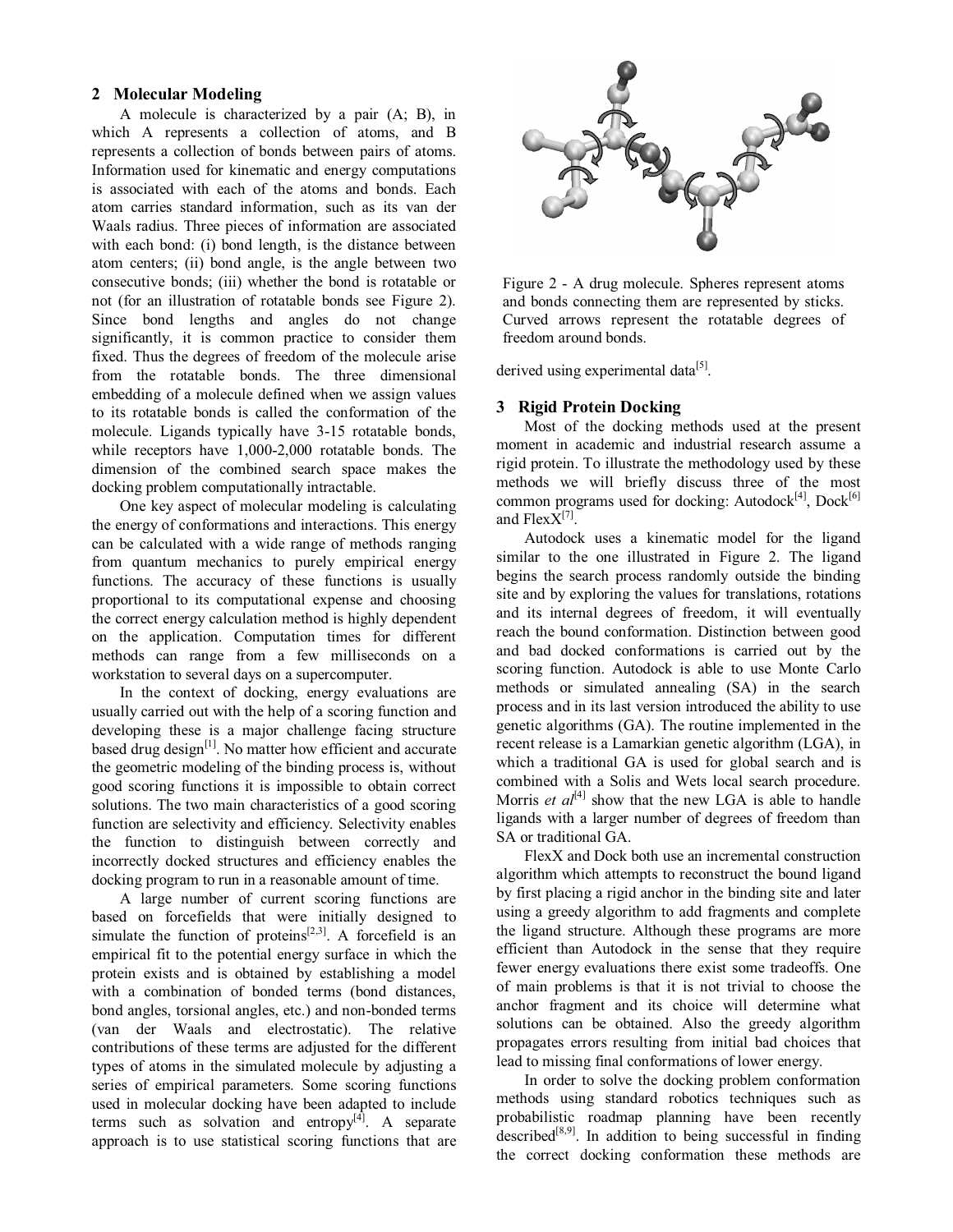## 2 Molecular Modeling

A molecule is characterized by a pair (A; B), in which A represents a collection of atoms, and B represents a collection of bonds between pairs of atoms. Information used for kinematic and energy computations is associated with each of the atoms and bonds. Each atom carries standard information, such as its van der Waals radius. Three pieces of information are associated with each bond: (i) bond length, is the distance between atom centers; (ii) bond angle, is the angle between two consecutive bonds; (iii) whether the bond is rotatable or not (for an illustration of rotatable bonds see Figure 2). Since bond lengths and angles do not change significantly, it is common practice to consider them fixed. Thus the degrees of freedom of the molecule arise from the rotatable bonds. The three dimensional embedding of a molecule defined when we assign values to its rotatable bonds is called the conformation of the molecule. Ligands typically have 3-15 rotatable bonds, while receptors have 1,000-2,000 rotatable bonds. The dimension of the combined search space makes the docking problem computationally intractable.

One key aspect of molecular modeling is calculating the energy of conformations and interactions. This energy can be calculated with a wide range of methods ranging from quantum mechanics to purely empirical energy functions. The accuracy of these functions is usually proportional to its computational expense and choosing the correct energy calculation method is highly dependent on the application. Computation times for different methods can range from a few milliseconds on a workstation to several days on a supercomputer.

In the context of docking, energy evaluations are usually carried out with the help of a scoring function and developing these is a major challenge facing structure based drug design[1]. No matter how efficient and accurate the geometric modeling of the binding process is, without good scoring functions it is impossible to obtain correct solutions. The two main characteristics of a good scoring function are selectivity and efficiency. Selectivity enables the function to distinguish between correctly and incorrectly docked structures and efficiency enables the docking program to run in a reasonable amount of time.

A large number of current scoring functions are based on forcefields that were initially designed to simulate the function of proteins[2,3]. A forcefield is an empirical fit to the potential energy surface in which the protein exists and is obtained by establishing a model with a combination of bonded terms (bond distances, bond angles, torsional angles, etc.) and non-bonded terms (van der Waals and electrostatic). The relative contributions of these terms are adjusted for the different types of atoms in the simulated molecule by adjusting a series of empirical parameters. Some scoring functions used in molecular docking have been adapted to include terms such as solvation and entropy[4]. A separate approach is to use statistical scoring functions that are derived using experimental data[5].

Figure 2 - A drug molecule. Spheres represent atoms and bonds connecting them are represented by sticks. Curved arrows represent the rotatable degrees of freedom around bonds.

## 3 Rigid Protein Docking

Most of the docking methods used at the present moment in academic and industrial research assume a rigid protein. To illustrate the methodology used by these methods we will briefly discuss three of the most common programs used for docking: Autodock[4], Dock[6] and FlexX[7].

Autodock uses a kinematic model for the ligand similar to the one illustrated in Figure 2. The ligand begins the search process randomly outside the binding site and by exploring the values for translations, rotations and its internal degrees of freedom, it will eventually reach the bound conformation. Distinction between good and bad docked conformations is carried out by the scoring function. Autodock is able to use Monte Carlo methods or simulated annealing (SA) in the search process and in its last version introduced the ability to use genetic algorithms (GA). The routine implemented in the recent release is a Lamarkian genetic algorithm (LGA), in which a traditional GA is used for global search and is combined with a Solis and Wets local search procedure. Morris *et al*[4] show that the new LGA is able to handle ligands with a larger number of degrees of freedom than SA or traditional GA.

FlexX and Dock both use an incremental construction algorithm which attempts to reconstruct the bound ligand by first placing a rigid anchor in the binding site and later using a greedy algorithm to add fragments and complete the ligand structure. Although these programs are more efficient than Autodock in the sense that they require fewer energy evaluations there exist some tradeoffs. One of main problems is that it is not trivial to choose the anchor fragment and its choice will determine what solutions can be obtained. Also the greedy algorithm propagates errors resulting from initial bad choices that lead to missing final conformations of lower energy.

In order to solve the docking problem conformation methods using standard robotics techniques such as probabilistic roadmap planning have been recently described[8,9]. In addition to being successful in finding the correct docking conformation these methods are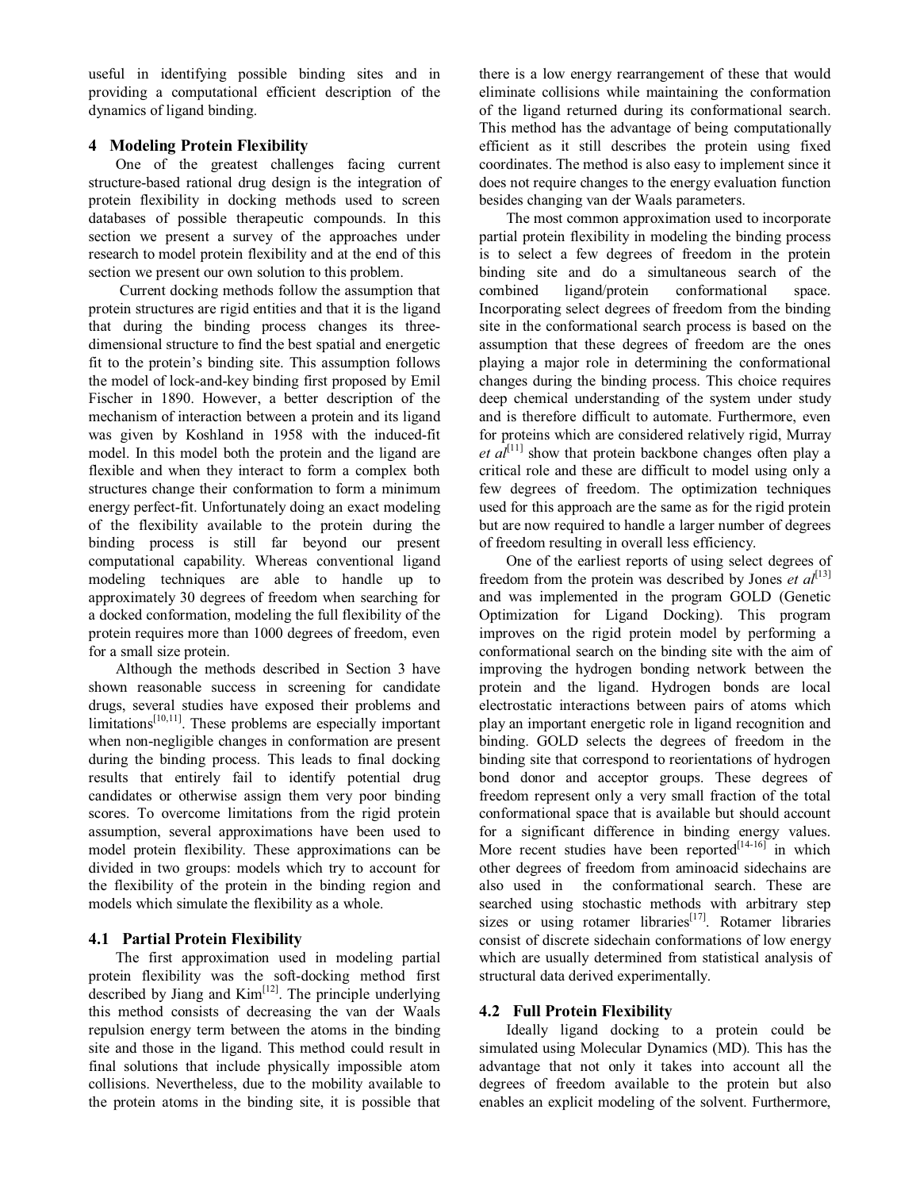useful in identifying possible binding sites and in providing a computational efficient description of the dynamics of ligand binding.

## 4 Modeling Protein Flexibility

One of the greatest challenges facing current structure-based rational drug design is the integration of protein flexibility in docking methods used to screen databases of possible therapeutic compounds. In this section we present a survey of the approaches under research to model protein flexibility and at the end of this section we present our own solution to this problem.

Current docking methods follow the assumption that protein structures are rigid entities and that it is the ligand that during the binding process changes its three-dimensional structure to find the best spatial and energetic fit to the protein's binding site. This assumption follows the model of lock-and-key binding first proposed by Emil Fischer in 1890. However, a better description of the mechanism of interaction between a protein and its ligand was given by Koshland in 1958 with the induced-fit model. In this model both the protein and the ligand are flexible and when they interact to form a complex both structures change their conformation to form a minimum energy perfect-fit. Unfortunately doing an exact modeling of the flexibility available to the protein during the binding process is still far beyond our present computational capability. Whereas conventional ligand modeling techniques are able to handle up to approximately 30 degrees of freedom when searching for a docked conformation, modeling the full flexibility of the protein requires more than 1000 degrees of freedom, even for a small size protein.

Although the methods described in Section 3 have shown reasonable success in screening for candidate drugs, several studies have exposed their problems and limitations[10,11]. These problems are especially important when non-negligible changes in conformation are present during the binding process. This leads to final docking results that entirely fail to identify potential drug candidates or otherwise assign them very poor binding scores. To overcome limitations from the rigid protein assumption, several approximations have been used to model protein flexibility. These approximations can be divided in two groups: models which try to account for the flexibility of the protein in the binding region and models which simulate the flexibility as a whole.

### 4.1 Partial Protein Flexibility

The first approximation used in modeling partial protein flexibility was the soft-docking method first described by Jiang and Kim[12]. The principle underlying this method consists of decreasing the van der Waals repulsion energy term between the atoms in the binding site and those in the ligand. This method could result in final solutions that include physically impossible atom collisions. Nevertheless, due to the mobility available to the protein atoms in the binding site, it is possible that there is a low energy rearrangement of these that would eliminate collisions while maintaining the conformation of the ligand returned during its conformational search. This method has the advantage of being computationally efficient as it still describes the protein using fixed coordinates. The method is also easy to implement since it does not require changes to the energy evaluation function besides changing van der Waals parameters.

The most common approximation used to incorporate partial protein flexibility in modeling the binding process is to select a few degrees of freedom in the protein binding site and do a simultaneous search of the combined ligand/protein conformational space. Incorporating select degrees of freedom from the binding site in the conformational search process is based on the assumption that these degrees of freedom are the ones playing a major role in determining the conformational changes during the binding process. This choice requires deep chemical understanding of the system under study and is therefore difficult to automate. Furthermore, even for proteins which are considered relatively rigid, Murray *et al*[11] show that protein backbone changes often play a critical role and these are difficult to model using only a few degrees of freedom. The optimization techniques used for this approach are the same as for the rigid protein but are now required to handle a larger number of degrees of freedom resulting in overall less efficiency.

One of the earliest reports of using select degrees of freedom from the protein was described by Jones *et al*[13] and was implemented in the program GOLD (Genetic Optimization for Ligand Docking). This program improves on the rigid protein model by performing a conformational search on the binding site with the aim of improving the hydrogen bonding network between the protein and the ligand. Hydrogen bonds are local electrostatic interactions between pairs of atoms which play an important energetic role in ligand recognition and binding. GOLD selects the degrees of freedom in the binding site that correspond to reorientations of hydrogen bond donor and acceptor groups. These degrees of freedom represent only a very small fraction of the total conformational space that is available but should account for a significant difference in binding energy values. More recent studies have been reported[14-16] in which other degrees of freedom from aminoacid sidechains are also used in the conformational search. These are searched using stochastic methods with arbitrary step sizes or using rotamer libraries[17]. Rotamer libraries consist of discrete sidechain conformations of low energy which are usually determined from statistical analysis of structural data derived experimentally.

### 4.2 Full Protein Flexibility

Ideally ligand docking to a protein could be simulated using Molecular Dynamics (MD). This has the advantage that not only it takes into account all the degrees of freedom available to the protein but also enables an explicit modeling of the solvent. Furthermore,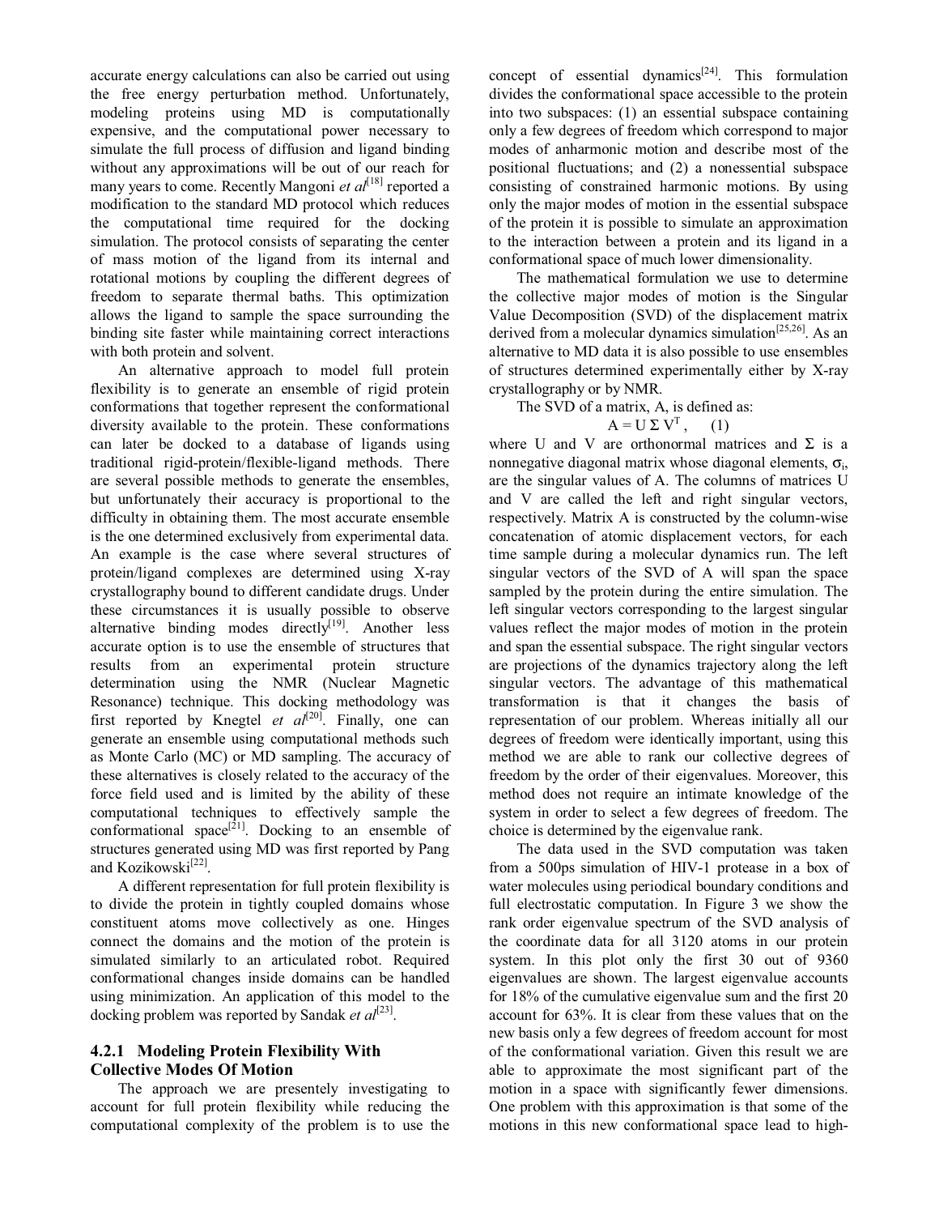accurate energy calculations can also be carried out using the free energy perturbation method. Unfortunately, modeling proteins using MD is computationally expensive, and the computational power necessary to simulate the full process of diffusion and ligand binding without any approximations will be out of our reach for many years to come. Recently Mangoni *et al*[18] reported a modification to the standard MD protocol which reduces the computational time required for the docking simulation. The protocol consists of separating the center of mass motion of the ligand from its internal and rotational motions by coupling the different degrees of freedom to separate thermal baths. This optimization allows the ligand to sample the space surrounding the binding site faster while maintaining correct interactions with both protein and solvent.

An alternative approach to model full protein flexibility is to generate an ensemble of rigid protein conformations that together represent the conformational diversity available to the protein. These conformations can later be docked to a database of ligands using traditional rigid-protein/flexible-ligand methods. There are several possible methods to generate the ensembles, but unfortunately their accuracy is proportional to the difficulty in obtaining them. The most accurate ensemble is the one determined exclusively from experimental data. An example is the case where several structures of protein/ligand complexes are determined using X-ray crystallography bound to different candidate drugs. Under these circumstances it is usually possible to observe alternative binding modes directly[19]. Another less accurate option is to use the ensemble of structures that results from an experimental protein structure determination using the NMR (Nuclear Magnetic Resonance) technique. This docking methodology was first reported by Knegtel *et al*[20]. Finally, one can generate an ensemble using computational methods such as Monte Carlo (MC) or MD sampling. The accuracy of these alternatives is closely related to the accuracy of the force field used and is limited by the ability of these computational techniques to effectively sample the conformational space[21]. Docking to an ensemble of structures generated using MD was first reported by Pang and Kozikowski[22].

A different representation for full protein flexibility is to divide the protein in tightly coupled domains whose constituent atoms move collectively as one. Hinges connect the domains and the motion of the protein is simulated similarly to an articulated robot. Required conformational changes inside domains can be handled using minimization. An application of this model to the docking problem was reported by Sandak *et al*[23].

### 4.2.1 Modeling Protein Flexibility With Collective Modes Of Motion

The approach we are presently investigating to account for full protein flexibility while reducing the computational complexity of the problem is to use the concept of essential dynamics[24]. This formulation divides the conformational space accessible to the protein into two subspaces: (1) an essential subspace containing only a few degrees of freedom which correspond to major modes of anharmonic motion and describe most of the positional fluctuations; and (2) a nonessential subspace consisting of constrained harmonic motions. By using only the major modes of motion in the essential subspace of the protein it is possible to simulate an approximation to the interaction between a protein and its ligand in a conformational space of much lower dimensionality.

The mathematical formulation we use to determine the collective major modes of motion is the Singular Value Decomposition (SVD) of the displacement matrix derived from a molecular dynamics simulation[25,26]. As an alternative to MD data it is also possible to use ensembles of structures determined experimentally either by X-ray crystallography or by NMR.

The SVD of a matrix, A, is defined as:

$$A = U \Sigma V^T, \quad (1)$$

where U and V are orthonormal matrices and $\Sigma$ is a nonnegative diagonal matrix whose diagonal elements, $\sigma_i$, are the singular values of A. The columns of matrices U and V are called the left and right singular vectors, respectively. Matrix A is constructed by the column-wise concatenation of atomic displacement vectors, for each time sample during a molecular dynamics run. The left singular vectors of the SVD of A will span the space sampled by the protein during the entire simulation. The left singular vectors corresponding to the largest singular values reflect the major modes of motion in the protein and span the essential subspace. The right singular vectors are projections of the dynamics trajectory along the left singular vectors. The advantage of this mathematical transformation is that it changes the basis of representation of our problem. Whereas initially all our degrees of freedom were identically important, using this method we are able to rank our collective degrees of freedom by the order of their eigenvalues. Moreover, this method does not require an intimate knowledge of the system in order to select a few degrees of freedom. The choice is determined by the eigenvalue rank.

The data used in the SVD computation was taken from a 500ps simulation of HIV-1 protease in a box of water molecules using periodical boundary conditions and full electrostatic computation. In Figure 3 we show the rank order eigenvalue spectrum of the SVD analysis of the coordinate data for all 3120 atoms in our protein system. In this plot only the first 30 out of 9360 eigenvalues are shown. The largest eigenvalue accounts for 18% of the cumulative eigenvalue sum and the first 20 account for 63%. It is clear from these values that on the new basis only a few degrees of freedom account for most of the conformational variation. Given this result we are able to approximate the most significant part of the motion in a space with significantly fewer dimensions. One problem with this approximation is that some of the motions in this new conformational space lead to high-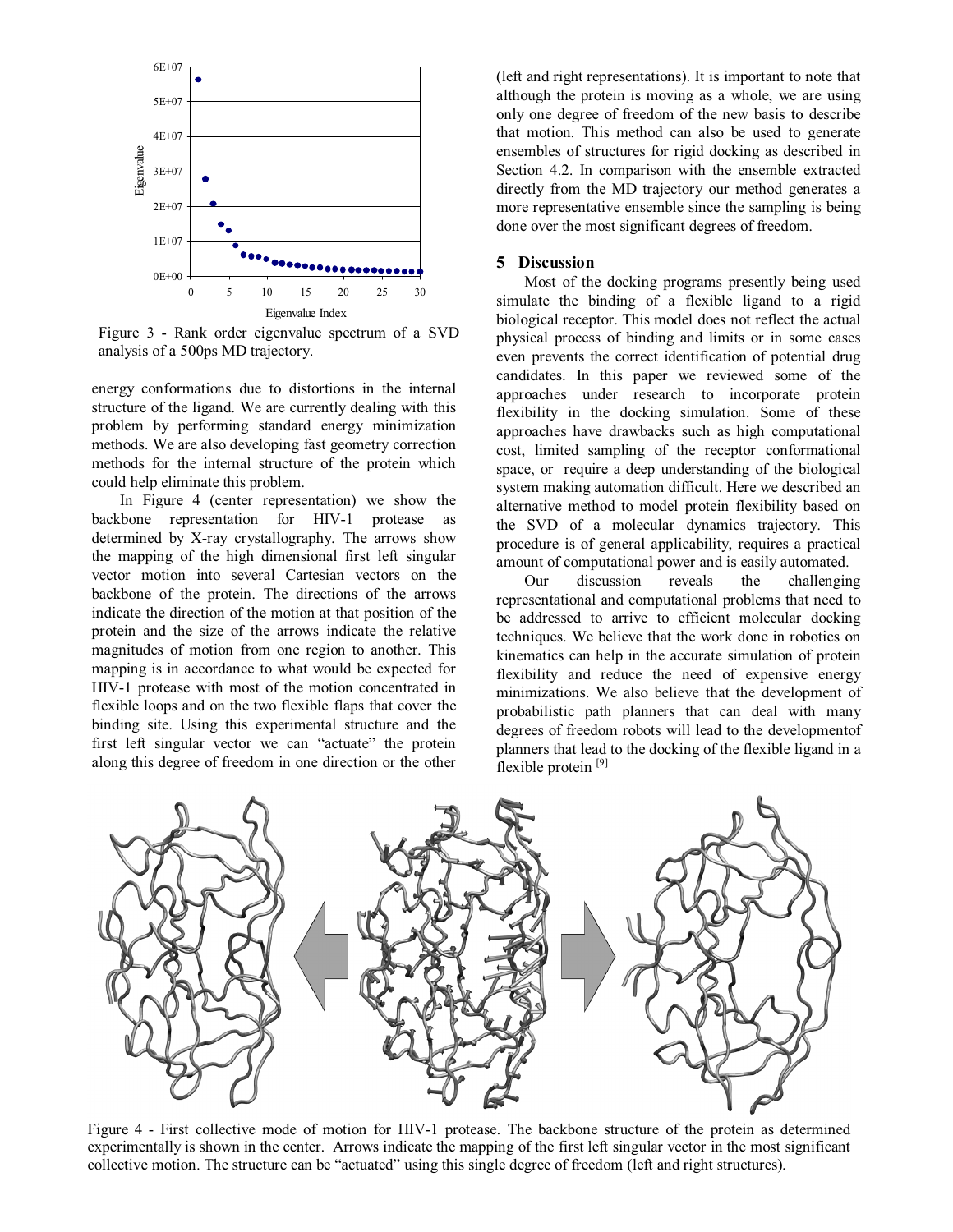Figure 3 - Rank order eigenvalue spectrum of a SVD analysis of a 500ps MD trajectory.

energy conformations due to distortions in the internal structure of the ligand. We are currently dealing with this problem by performing standard energy minimization methods. We are also developing fast geometry correction methods for the internal structure of the protein which could help eliminate this problem.

In Figure 4 (center representation) we show the backbone representation for HIV-1 protease as determined by X-ray crystallography. The arrows show the mapping of the high dimensional first left singular vector motion into several Cartesian vectors on the backbone of the protein. The directions of the arrows indicate the direction of the motion at that position of the protein and the size of the arrows indicate the relative magnitudes of motion from one region to another. This mapping is in accordance to what would be expected for HIV-1 protease with most of the motion concentrated in flexible loops and on the two flexible flaps that cover the binding site. Using this experimental structure and the first left singular vector we can "actuate" the protein along this degree of freedom in one direction or the other (left and right representations). It is important to note that although the protein is moving as a whole, we are using only one degree of freedom of the new basis to describe that motion. This method can also be used to generate ensembles of structures for rigid docking as described in Section 4.2. In comparison with the ensemble extracted directly from the MD trajectory our method generates a more representative ensemble since the sampling is being done over the most significant degrees of freedom.

## 5 Discussion

Most of the docking programs presently being used simulate the binding of a flexible ligand to a rigid biological receptor. This model does not reflect the actual physical process of binding and limits or in some cases even prevents the correct identification of potential drug candidates. In this paper we reviewed some of the approaches under research to incorporate protein flexibility in the docking simulation. Some of these approaches have drawbacks such as high computational cost, limited sampling of the receptor conformational space, or require a deep understanding of the biological system making automation difficult. Here we described an alternative method to model protein flexibility based on the SVD of a molecular dynamics trajectory. This procedure is of general applicability, requires a practical amount of computational power and is easily automated.

Our discussion reveals the challenging representational and computational problems that need to be addressed to arrive to efficient molecular docking techniques. We believe that the work done in robotics on kinematics can help in the accurate simulation of protein flexibility and reduce the need of expensive energy minimizations. We also believe that the development of probabilistic path planners that can deal with many degrees of freedom robots will lead to the developmentof planners that lead to the docking of the flexible ligand in a flexible protein [9]

Figure 4 - First collective mode of motion for HIV-1 protease. The backbone structure of the protein as determined experimentally is shown in the center. Arrows indicate the mapping of the first left singular vector in the most significant collective motion. The structure can be "actuated" using this single degree of freedom (left and right structures).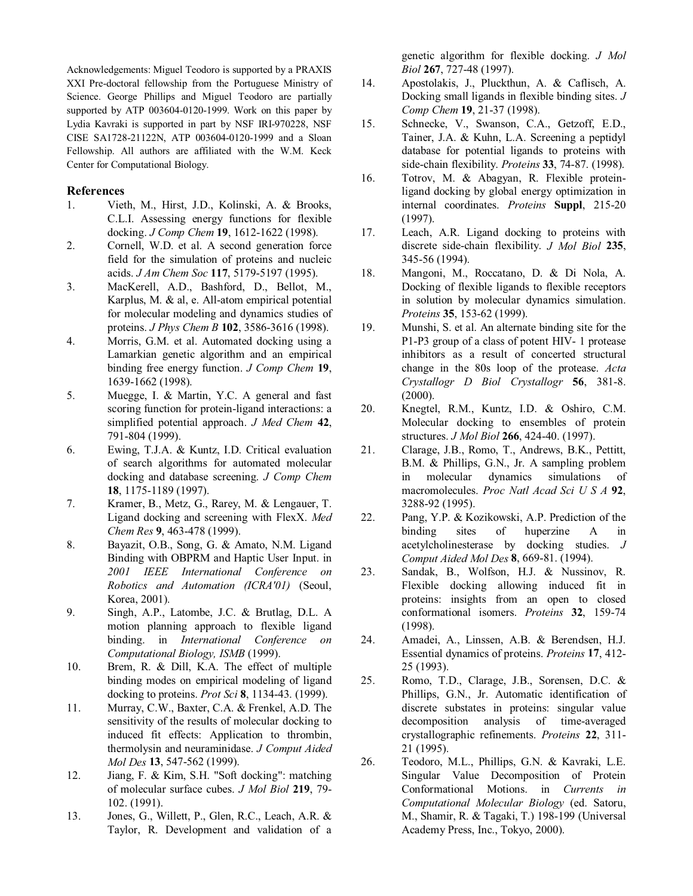Acknowledgements: Miguel Teodoro is supported by a PRAXIS XXI Pre-doctoral fellowship from the Portuguese Ministry of Science. George Phillips and Miguel Teodoro are partially supported by ATP 003604-0120-1999. Work on this paper by Lydia Kavraki is supported in part by NSF IRI-970228, NSF CISE SA1728-21122N, ATP 003604-0120-1999 and a Sloan Fellowship. All authors are affiliated with the W.M. Keck Center for Computational Biology.

## References

1. Vieth, M., Hirst, J.D., Kolinski, A. & Brooks, C.L.I. Assessing energy functions for flexible docking. *J Comp Chem* **19**, 1612-1622 (1998).
2. Cornell, W.D. et al. A second generation force field for the simulation of proteins and nucleic acids. *J Am Chem Soc* **117**, 5179-5197 (1995).
3. MacKerell, A.D., Bashford, D., Bellot, M., Karplus, M. & al, e. All-atom empirical potential for molecular modeling and dynamics studies of proteins. *J Phys Chem B* **102**, 3586-3616 (1998).
4. Morris, G.M. et al. Automated docking using a Lamarkian genetic algorithm and an empirical binding free energy function. *J Comp Chem* **19**, 1639-1662 (1998).
5. Muegge, I. & Martin, Y.C. A general and fast scoring function for protein-ligand interactions: a simplified potential approach. *J Med Chem* **42**, 791-804 (1999).
6. Ewing, T.J.A. & Kuntz, I.D. Critical evaluation of search algorithms for automated molecular docking and database screening. *J Comp Chem* **18**, 1175-1189 (1997).
7. Kramer, B., Metz, G., Rarey, M. & Lengauer, T. Ligand docking and screening with FlexX. *Med Chem Res* **9**, 463-478 (1999).
8. Bayazit, O.B., Song, G. & Amato, N.M. Ligand Binding with OBPRM and Haptic User Input. in *2001 IEEE International Conference on Robotics and Automation (ICRA'01)* (Seoul, Korea, 2001).
9. Singh, A.P., Latombe, J.C. & Brutlag, D.L. A motion planning approach to flexible ligand binding. in *International Conference on Computational Biology, ISMB* (1999).
10. Brem, R. & Dill, K.A. The effect of multiple binding modes on empirical modeling of ligand docking to proteins. *Prot Sci* **8**, 1134-43. (1999).
11. Murray, C.W., Baxter, C.A. & Frenkel, A.D. The sensitivity of the results of molecular docking to induced fit effects: Application to thrombin, thermolysin and neuraminidase. *J Comput Aided Mol Des* **13**, 547-562 (1999).
12. Jiang, F. & Kim, S.H. "Soft docking": matching of molecular surface cubes. *J Mol Biol* **219**, 79-102. (1991).
13. Jones, G., Willett, P., Glen, R.C., Leach, A.R. & Taylor, R. Development and validation of a genetic algorithm for flexible docking. *J Mol Biol* **267**, 727-48 (1997).
14. Apostolakis, J., Pluckthun, A. & Caflisch, A. Docking small ligands in flexible binding sites. *J Comp Chem* **19**, 21-37 (1998).
15. Schnecke, V., Swanson, C.A., Getzoff, E.D., Tainer, J.A. & Kuhn, L.A. Screening a peptidyl database for potential ligands to proteins with side-chain flexibility. *Proteins* **33**, 74-87. (1998).
16. Totrov, M. & Abagyan, R. Flexible protein-ligand docking by global energy optimization in internal coordinates. *Proteins* **Suppl**, 215-20 (1997).
17. Leach, A.R. Ligand docking to proteins with discrete side-chain flexibility. *J Mol Biol* **235**, 345-56 (1994).
18. Mangoni, M., Roccatano, D. & Di Nola, A. Docking of flexible ligands to flexible receptors in solution by molecular dynamics simulation. *Proteins* **35**, 153-62 (1999).
19. Munshi, S. et al. An alternate binding site for the P1-P3 group of a class of potent HIV- 1 protease inhibitors as a result of concerted structural change in the 80s loop of the protease. *Acta Crystallogr D Biol Crystallogr* **56**, 381-8. (2000).
20. Knegtel, R.M., Kuntz, I.D. & Oshiro, C.M. Molecular docking to ensembles of protein structures. *J Mol Biol* **266**, 424-40. (1997).
21. Clarage, J.B., Romo, T., Andrews, B.K., Pettitt, B.M. & Phillips, G.N., Jr. A sampling problem in molecular dynamics simulations of macromolecules. *Proc Natl Acad Sci U S A* **92**, 3288-92 (1995).
22. Pang, Y.P. & Kozikowski, A.P. Prediction of the binding sites of huperzine A in acetylcholinesterase by docking studies. *J Comput Aided Mol Des* **8**, 669-81. (1994).
23. Sandak, B., Wolfson, H.J. & Nussinov, R. Flexible docking allowing induced fit in proteins: insights from an open to closed conformational isomers. *Proteins* **32**, 159-74 (1998).
24. Amadei, A., Linssen, A.B. & Berendsen, H.J. Essential dynamics of proteins. *Proteins* **17**, 412-25 (1993).
25. Romo, T.D., Clarage, J.B., Sorensen, D.C. & Phillips, G.N., Jr. Automatic identification of discrete substates in proteins: singular value decomposition analysis of time-averaged crystallographic refinements. *Proteins* **22**, 311-21 (1995).
26. Teodoro, M.L., Phillips, G.N. & Kavraki, L.E. Singular Value Decomposition of Protein Conformational Motions. in *Currents in Computational Molecular Biology* (ed. Satoru, M., Shamir, R. & Tagaki, T.) 198-199 (Universal Academy Press, Inc., Tokyo, 2000).